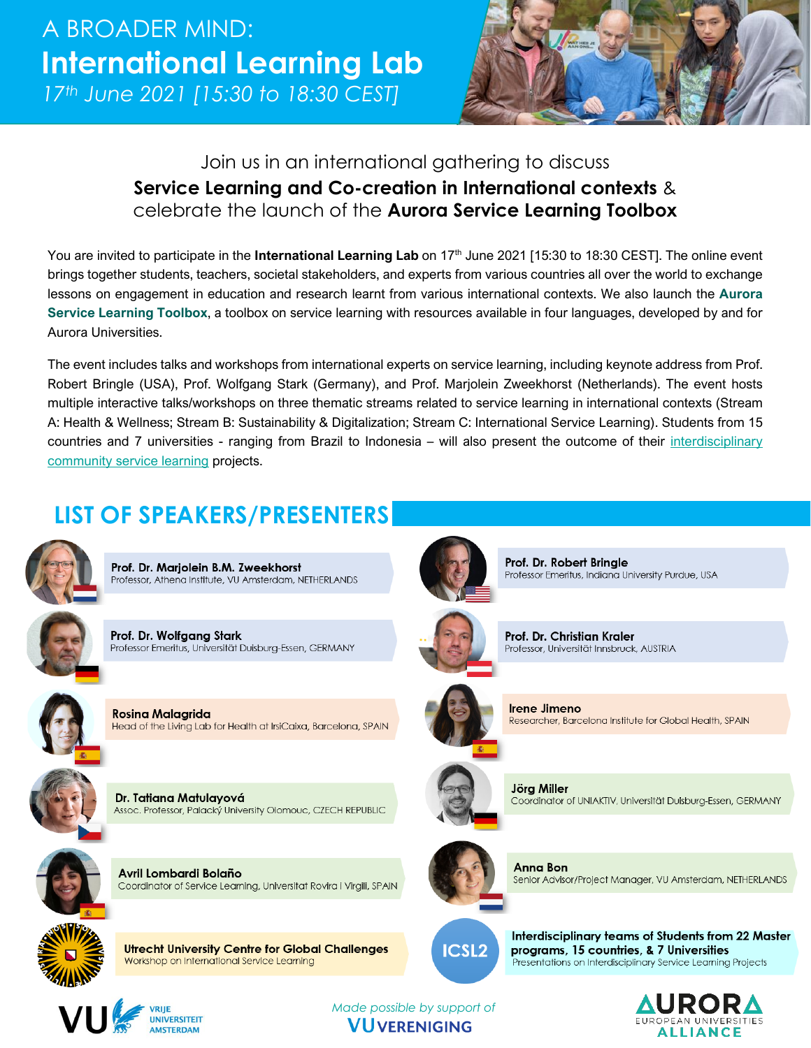# A BROADER MIND:
# International Learning Lab

*17th June 2021 [15:30 to 18:30 CEST]*

Join us in an international gathering to discuss
**Service Learning and Co-creation in International contexts** &
celebrate the launch of the **Aurora Service Learning Toolbox**

You are invited to participate in the **International Learning Lab** on 17th June 2021 [15:30 to 18:30 CEST]. The online event brings together students, teachers, societal stakeholders, and experts from various countries all over the world to exchange lessons on engagement in education and research learnt from various international contexts. We also launch the **Aurora Service Learning Toolbox**, a toolbox on service learning with resources available in four languages, developed by and for Aurora Universities.

The event includes talks and workshops from international experts on service learning, including keynote address from Prof. Robert Bringle (USA), Prof. Wolfgang Stark (Germany), and Prof. Marjolein Zweekhorst (Netherlands). The event hosts multiple interactive talks/workshops on three thematic streams related to service learning in international contexts (Stream A: Health & Wellness; Stream B: Sustainability & Digitalization; Stream C: International Service Learning). Students from 15 countries and 7 universities - ranging from Brazil to Indonesia – will also present the outcome of their interdisciplinary community service learning projects.

## LIST OF SPEAKERS/PRESENTERS

**Prof. Dr. Marjolein B.M. Zweekhorst**
Professor, Athena Institute, VU Amsterdam, NETHERLANDS

**Prof. Dr. Robert Bringle**
Professor Emeritus, Indiana University Purdue, USA

**Prof. Dr. Wolfgang Stark**
Professor Emeritus, Universität Duisburg-Essen, GERMANY

**Prof. Dr. Christian Kraler**
Professor, Universität Innsbruck, AUSTRIA

**Rosina Malagrida**
Head of the Living Lab for Health at IrsiCaixa, Barcelona, SPAIN

**Irene Jimeno**
Researcher, Barcelona Institute for Global Health, SPAIN

**Dr. Tatiana Matulayová**
Assoc. Professor, Palacký University Olomouc, CZECH REPUBLIC

**Jörg Miller**
Coordinator of UNIAKTIV, Universität Duisburg-Essen, GERMANY

**Avril Lombardi Bolaño**
Coordinator of Service Learning, Universitat Rovira I Virgili, SPAIN

**Anna Bon**
Senior Advisor/Project Manager, VU Amsterdam, NETHERLANDS

**Utrecht University Centre for Global Challenges**
Workshop on International Service Learning

**Interdisciplinary teams of Students from 22 Master programs, 15 countries, & 7 Universities**
Presentations on Interdisciplinary Service Learning Projects

VU VRIJE UNIVERSITEIT AMSTERDAM

*Made possible by support of*
**VU VERENIGING**

AURORA EUROPEAN UNIVERSITIES ALLIANCE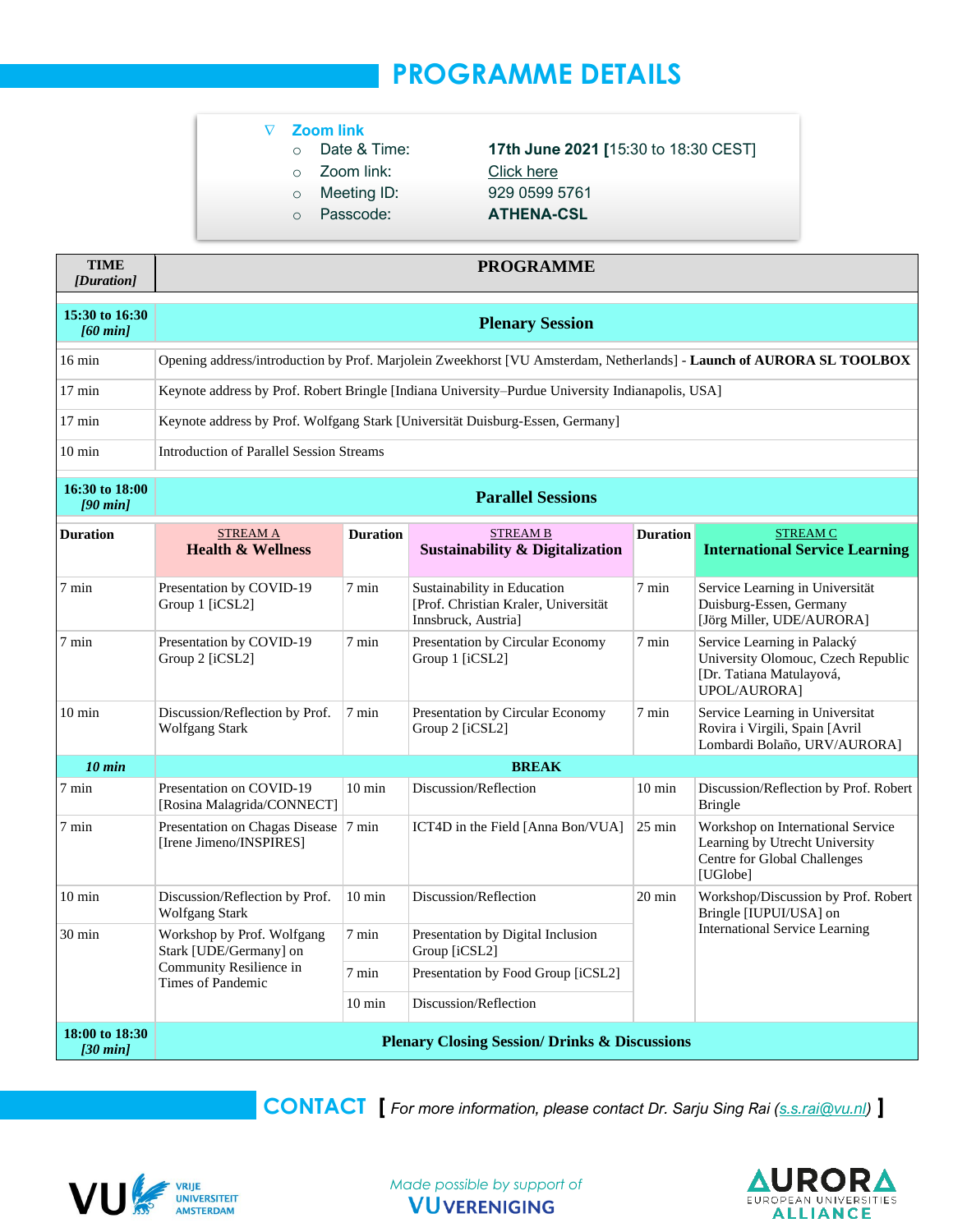# PROGRAMME DETAILS

- **Zoom link**
  - Date & Time: **17th June 2021** [15:30 to 18:30 CEST]
  - Zoom link: Click here
  - Meeting ID: 929 0599 5761
  - Passcode: **ATHENA-CSL**

| TIME *[Duration]* | PROGRAMME | | | | |
|---|---|---|---|---|---|
| **15:30 to 16:30** ***[60 min]*** | **Plenary Session** | | | | |
| 16 min | Opening address/introduction by Prof. Marjolein Zweekhorst [VU Amsterdam, Netherlands] - **Launch of AURORA SL TOOLBOX** | | | | |
| 17 min | Keynote address by Prof. Robert Bringle [Indiana University–Purdue University Indianapolis, USA] | | | | |
| 17 min | Keynote address by Prof. Wolfgang Stark [Universität Duisburg-Essen, Germany] | | | | |
| 10 min | Introduction of Parallel Session Streams | | | | |
| **16:30 to 18:00** ***[90 min]*** | **Parallel Sessions** | | | | |
| **Duration** | STREAM A **Health & Wellness** | **Duration** | STREAM B **Sustainability & Digitalization** | **Duration** | STREAM C **International Service Learning** |
| 7 min | Presentation by COVID-19 Group 1 [iCSL2] | 7 min | Sustainability in Education [Prof. Christian Kraler, Universität Innsbruck, Austria] | 7 min | Service Learning in Universität Duisburg-Essen, Germany [Jörg Miller, UDE/AURORA] |
| 7 min | Presentation by COVID-19 Group 2 [iCSL2] | 7 min | Presentation by Circular Economy Group 1 [iCSL2] | 7 min | Service Learning in Palacký University Olomouc, Czech Republic [Dr. Tatiana Matulayová, UPOL/AURORA] |
| 10 min | Discussion/Reflection by Prof. Wolfgang Stark | 7 min | Presentation by Circular Economy Group 2 [iCSL2] | 7 min | Service Learning in Universitat Rovira i Virgili, Spain [Avril Lombardi Bolaño, URV/AURORA] |
| ***10 min*** | **BREAK** | | | | |
| 7 min | Presentation on COVID-19 [Rosina Malagrida/CONNECT] | 10 min | Discussion/Reflection | 10 min | Discussion/Reflection by Prof. Robert Bringle |
| 7 min | Presentation on Chagas Disease [Irene Jimeno/INSPIRES] | 7 min | ICT4D in the Field [Anna Bon/VUA] | 25 min | Workshop on International Service Learning by Utrecht University Centre for Global Challenges [UGlobe] |
| 10 min | Discussion/Reflection by Prof. Wolfgang Stark | 10 min | Discussion/Reflection | 20 min | Workshop/Discussion by Prof. Robert Bringle [IUPUI/USA] on International Service Learning |
| 30 min | Workshop by Prof. Wolfgang Stark [UDE/Germany] on Community Resilience in Times of Pandemic | 7 min | Presentation by Digital Inclusion Group [iCSL2] | | |
| | | 7 min | Presentation by Food Group [iCSL2] | | |
| | | 10 min | Discussion/Reflection | | |
| **18:00 to 18:30** ***[30 min]*** | **Plenary Closing Session/ Drinks & Discussions** | | | | |

## CONTACT

[ *For more information, please contact Dr. Sarju Sing Rai (s.s.rai@vu.nl)* ]

VU VRIJE UNIVERSITEIT AMSTERDAM

*Made possible by support of*
**VU VERENIGING**

AURORA EUROPEAN UNIVERSITIES ALLIANCE